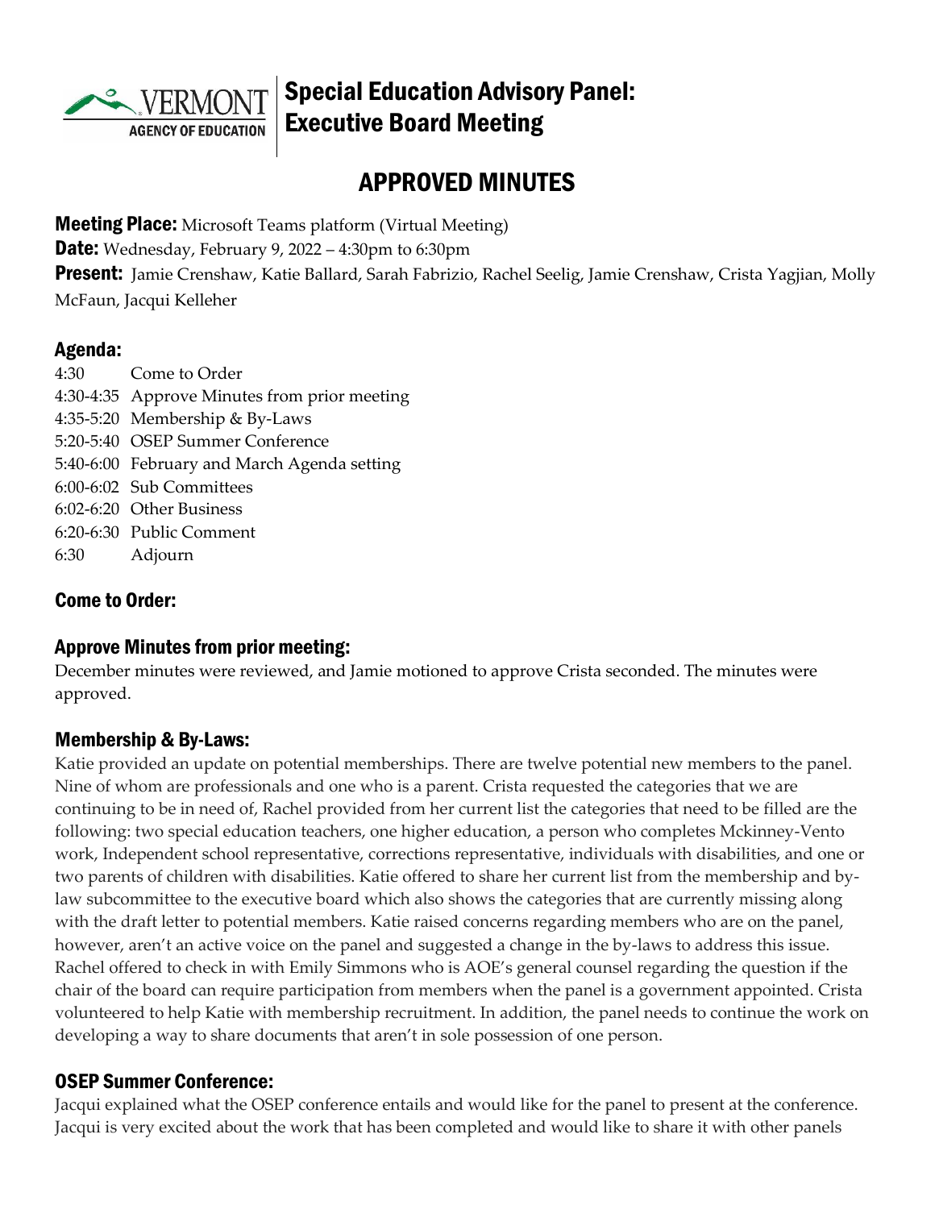# Special Education Advisory Panel: Executive Board Meeting

## APPROVED MINUTES

**Meeting Place:** Microsoft Teams platform (Virtual Meeting)

**Date:** Wednesday, February 9, 2022 – 4:30pm to 6:30pm

**Present:** Jamie Crenshaw, Katie Ballard, Sarah Fabrizio, Rachel Seelig, Jamie Crenshaw, Crista Yagjian, Molly McFaun, Jacqui Kelleher

### Agenda:

4:30 Come to Order
4:30-4:35 Approve Minutes from prior meeting
4:35-5:20 Membership & By-Laws
5:20-5:40 OSEP Summer Conference
5:40-6:00 February and March Agenda setting
6:00-6:02 Sub Committees
6:02-6:20 Other Business
6:20-6:30 Public Comment
6:30 Adjourn

### Come to Order:

### Approve Minutes from prior meeting:

December minutes were reviewed, and Jamie motioned to approve Crista seconded. The minutes were approved.

### Membership & By-Laws:

Katie provided an update on potential memberships. There are twelve potential new members to the panel. Nine of whom are professionals and one who is a parent. Crista requested the categories that we are continuing to be in need of, Rachel provided from her current list the categories that need to be filled are the following: two special education teachers, one higher education, a person who completes Mckinney-Vento work, Independent school representative, corrections representative, individuals with disabilities, and one or two parents of children with disabilities. Katie offered to share her current list from the membership and by-law subcommittee to the executive board which also shows the categories that are currently missing along with the draft letter to potential members. Katie raised concerns regarding members who are on the panel, however, aren't an active voice on the panel and suggested a change in the by-laws to address this issue. Rachel offered to check in with Emily Simmons who is AOE's general counsel regarding the question if the chair of the board can require participation from members when the panel is a government appointed. Crista volunteered to help Katie with membership recruitment. In addition, the panel needs to continue the work on developing a way to share documents that aren't in sole possession of one person.

### OSEP Summer Conference:

Jacqui explained what the OSEP conference entails and would like for the panel to present at the conference. Jacqui is very excited about the work that has been completed and would like to share it with other panels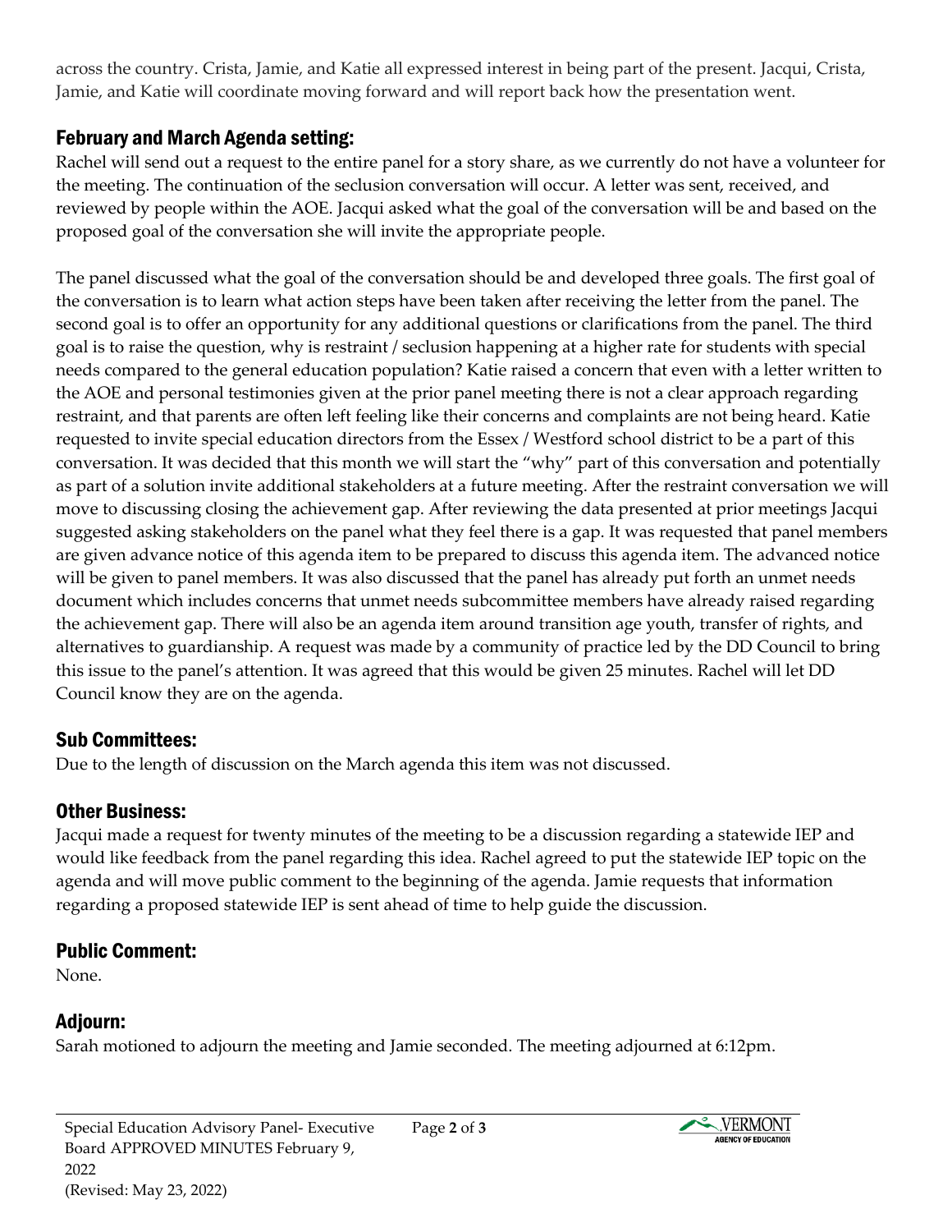across the country. Crista, Jamie, and Katie all expressed interest in being part of the present. Jacqui, Crista, Jamie, and Katie will coordinate moving forward and will report back how the presentation went.

## February and March Agenda setting:

Rachel will send out a request to the entire panel for a story share, as we currently do not have a volunteer for the meeting. The continuation of the seclusion conversation will occur. A letter was sent, received, and reviewed by people within the AOE. Jacqui asked what the goal of the conversation will be and based on the proposed goal of the conversation she will invite the appropriate people.

The panel discussed what the goal of the conversation should be and developed three goals. The first goal of the conversation is to learn what action steps have been taken after receiving the letter from the panel. The second goal is to offer an opportunity for any additional questions or clarifications from the panel. The third goal is to raise the question, why is restraint / seclusion happening at a higher rate for students with special needs compared to the general education population? Katie raised a concern that even with a letter written to the AOE and personal testimonies given at the prior panel meeting there is not a clear approach regarding restraint, and that parents are often left feeling like their concerns and complaints are not being heard. Katie requested to invite special education directors from the Essex / Westford school district to be a part of this conversation. It was decided that this month we will start the "why" part of this conversation and potentially as part of a solution invite additional stakeholders at a future meeting. After the restraint conversation we will move to discussing closing the achievement gap. After reviewing the data presented at prior meetings Jacqui suggested asking stakeholders on the panel what they feel there is a gap. It was requested that panel members are given advance notice of this agenda item to be prepared to discuss this agenda item. The advanced notice will be given to panel members. It was also discussed that the panel has already put forth an unmet needs document which includes concerns that unmet needs subcommittee members have already raised regarding the achievement gap. There will also be an agenda item around transition age youth, transfer of rights, and alternatives to guardianship. A request was made by a community of practice led by the DD Council to bring this issue to the panel's attention. It was agreed that this would be given 25 minutes. Rachel will let DD Council know they are on the agenda.

## Sub Committees:

Due to the length of discussion on the March agenda this item was not discussed.

## Other Business:

Jacqui made a request for twenty minutes of the meeting to be a discussion regarding a statewide IEP and would like feedback from the panel regarding this idea. Rachel agreed to put the statewide IEP topic on the agenda and will move public comment to the beginning of the agenda. Jamie requests that information regarding a proposed statewide IEP is sent ahead of time to help guide the discussion.

## Public Comment:

None.

## Adjourn:

Sarah motioned to adjourn the meeting and Jamie seconded. The meeting adjourned at 6:12pm.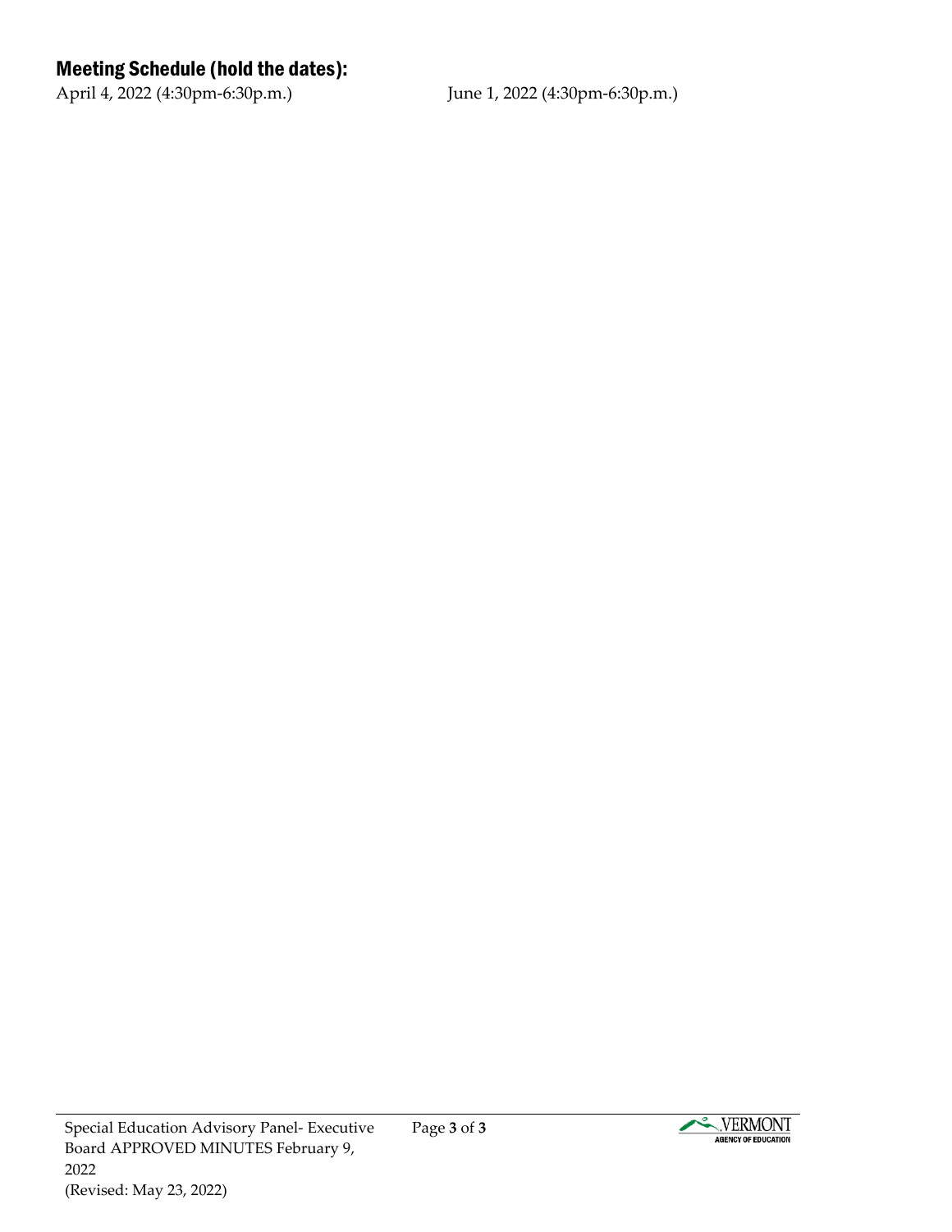## Meeting Schedule (hold the dates):

April 4, 2022 (4:30pm-6:30p.m.)

June 1, 2022 (4:30pm-6:30p.m.)